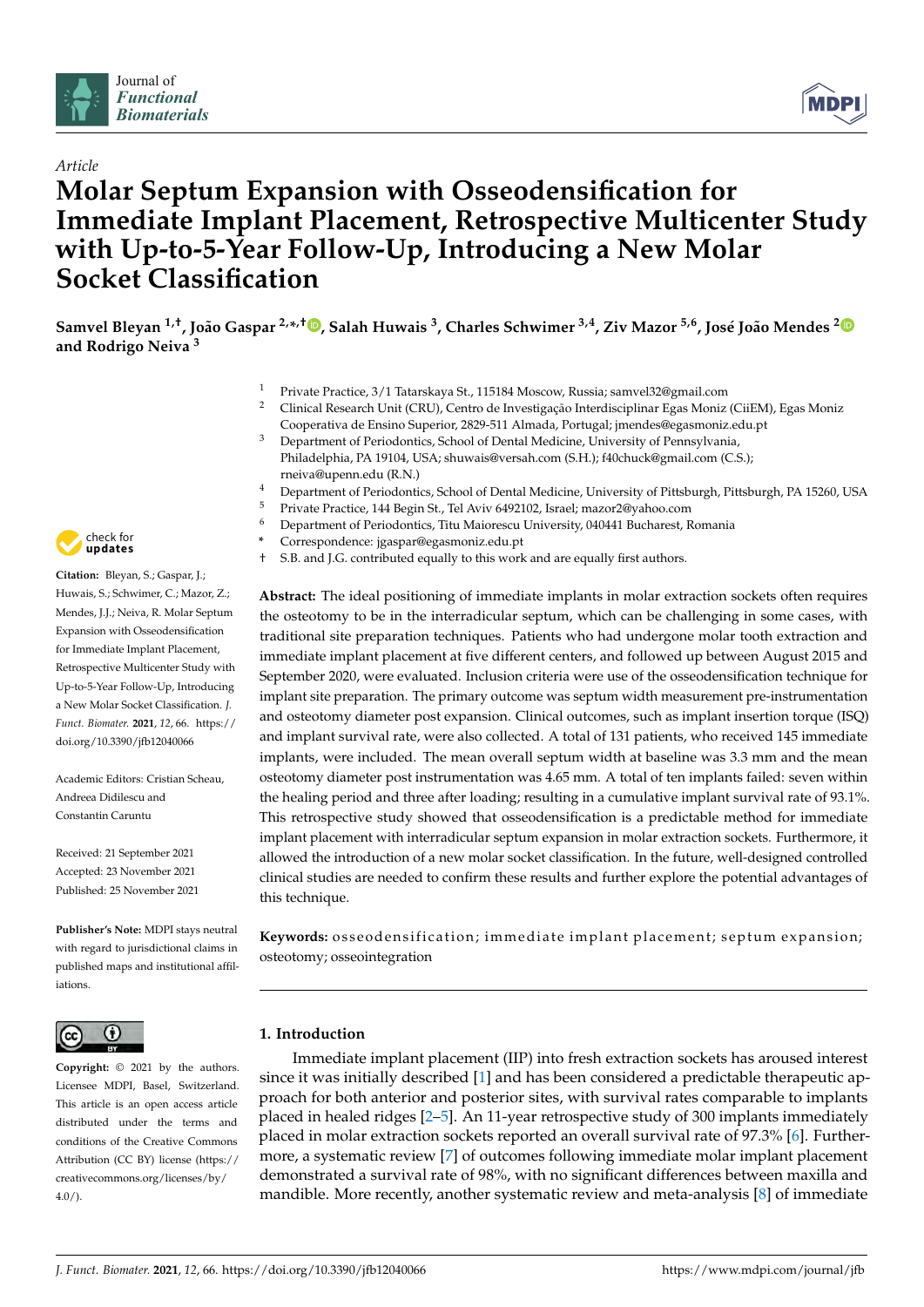Article

# Molar Septum Expansion with Osseodensification for Immediate Implant Placement, Retrospective Multicenter Study with Up-to-5-Year Follow-Up, Introducing a New Molar Socket Classification

**Samvel Bleyan [1,†], João Gaspar [2,*,†], Salah Huwais [3], Charles Schwimer [3,4], Ziv Mazor [5,6], José João Mendes [2] and Rodrigo Neiva [3]**

[1] Private Practice, 3/1 Tatarskaya St., 115184 Moscow, Russia; samvel32@gmail.com
[2] Clinical Research Unit (CRU), Centro de Investigação Interdisciplinar Egas Moniz (CiiEM), Egas Moniz Cooperativa de Ensino Superior, 2829-511 Almada, Portugal; jmendes@egasmoniz.edu.pt
[3] Department of Periodontics, School of Dental Medicine, University of Pennsylvania, Philadelphia, PA 19104, USA; shuwais@versah.com (S.H.); f40chuck@gmail.com (C.S.); rneiva@upenn.edu (R.N.)
[4] Department of Periodontics, School of Dental Medicine, University of Pittsburgh, Pittsburgh, PA 15260, USA
[5] Private Practice, 144 Begin St., Tel Aviv 6492102, Israel; mazor2@yahoo.com
[6] Department of Periodontics, Titu Maiorescu University, 040441 Bucharest, Romania
* Correspondence: jgaspar@egasmoniz.edu.pt
† S.B. and J.G. contributed equally to this work and are equally first authors.

**Citation:** Bleyan, S.; Gaspar, J.; Huwais, S.; Schwimer, C.; Mazor, Z.; Mendes, J.J.; Neiva, R. Molar Septum Expansion with Osseodensification for Immediate Implant Placement, Retrospective Multicenter Study with Up-to-5-Year Follow-Up, Introducing a New Molar Socket Classification. *J. Funct. Biomater.* **2021**, *12*, 66. https://doi.org/10.3390/jfb12040066

Academic Editors: Cristian Scheau, Andreea Didilescu and Constantin Caruntu

Received: 21 September 2021
Accepted: 23 November 2021
Published: 25 November 2021

**Publisher's Note:** MDPI stays neutral with regard to jurisdictional claims in published maps and institutional affiliations.

**Copyright:** © 2021 by the authors. Licensee MDPI, Basel, Switzerland. This article is an open access article distributed under the terms and conditions of the Creative Commons Attribution (CC BY) license (https://creativecommons.org/licenses/by/4.0/).

**Abstract:** The ideal positioning of immediate implants in molar extraction sockets often requires the osteotomy to be in the interradicular septum, which can be challenging in some cases, with traditional site preparation techniques. Patients who had undergone molar tooth extraction and immediate implant placement at five different centers, and followed up between August 2015 and September 2020, were evaluated. Inclusion criteria were use of the osseodensification technique for implant site preparation. The primary outcome was septum width measurement pre-instrumentation and osteotomy diameter post expansion. Clinical outcomes, such as implant insertion torque (ISQ) and implant survival rate, were also collected. A total of 131 patients, who received 145 immediate implants, were included. The mean overall septum width at baseline was 3.3 mm and the mean osteotomy diameter post instrumentation was 4.65 mm. A total of ten implants failed: seven within the healing period and three after loading; resulting in a cumulative implant survival rate of 93.1%. This retrospective study showed that osseodensification is a predictable method for immediate implant placement with interradicular septum expansion in molar extraction sockets. Furthermore, it allowed the introduction of a new molar socket classification. In the future, well-designed controlled clinical studies are needed to confirm these results and further explore the potential advantages of this technique.

**Keywords:** osseodensification; immediate implant placement; septum expansion; osteotomy; osseointegration

## 1. Introduction

Immediate implant placement (IIP) into fresh extraction sockets has aroused interest since it was initially described [1] and has been considered a predictable therapeutic approach for both anterior and posterior sites, with survival rates comparable to implants placed in healed ridges [2–5]. An 11-year retrospective study of 300 implants immediately placed in molar extraction sockets reported an overall survival rate of 97.3% [6]. Furthermore, a systematic review [7] of outcomes following immediate molar implant placement demonstrated a survival rate of 98%, with no significant differences between maxilla and mandible. More recently, another systematic review and meta-analysis [8] of immediate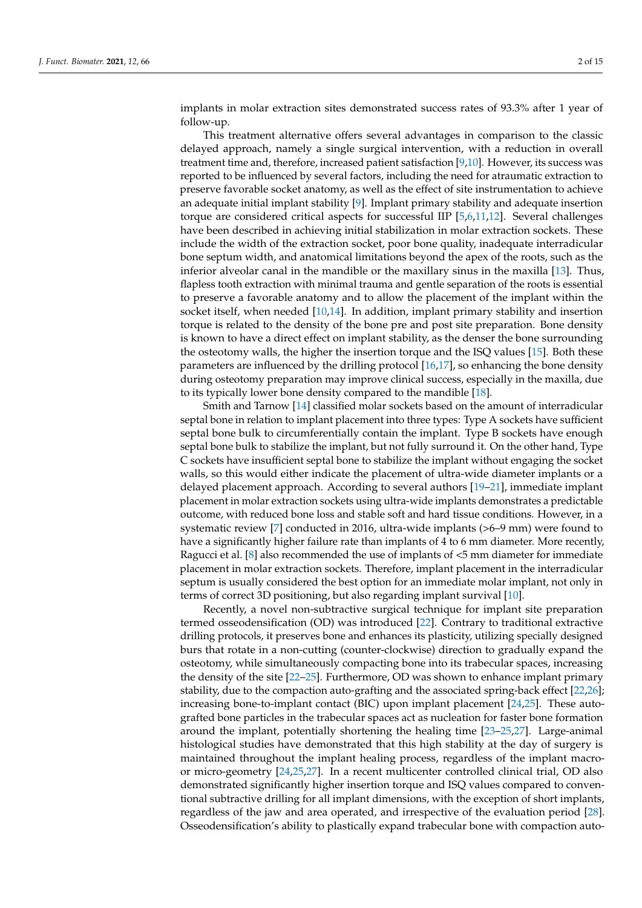implants in molar extraction sites demonstrated success rates of 93.3% after 1 year of follow-up.

This treatment alternative offers several advantages in comparison to the classic delayed approach, namely a single surgical intervention, with a reduction in overall treatment time and, therefore, increased patient satisfaction [9,10]. However, its success was reported to be influenced by several factors, including the need for atraumatic extraction to preserve favorable socket anatomy, as well as the effect of site instrumentation to achieve an adequate initial implant stability [9]. Implant primary stability and adequate insertion torque are considered critical aspects for successful IIP [5,6,11,12]. Several challenges have been described in achieving initial stabilization in molar extraction sockets. These include the width of the extraction socket, poor bone quality, inadequate interradicular bone septum width, and anatomical limitations beyond the apex of the roots, such as the inferior alveolar canal in the mandible or the maxillary sinus in the maxilla [13]. Thus, flapless tooth extraction with minimal trauma and gentle separation of the roots is essential to preserve a favorable anatomy and to allow the placement of the implant within the socket itself, when needed [10,14]. In addition, implant primary stability and insertion torque is related to the density of the bone pre and post site preparation. Bone density is known to have a direct effect on implant stability, as the denser the bone surrounding the osteotomy walls, the higher the insertion torque and the ISQ values [15]. Both these parameters are influenced by the drilling protocol [16,17], so enhancing the bone density during osteotomy preparation may improve clinical success, especially in the maxilla, due to its typically lower bone density compared to the mandible [18].

Smith and Tarnow [14] classified molar sockets based on the amount of interradicular septal bone in relation to implant placement into three types: Type A sockets have sufficient septal bone bulk to circumferentially contain the implant. Type B sockets have enough septal bone bulk to stabilize the implant, but not fully surround it. On the other hand, Type C sockets have insufficient septal bone to stabilize the implant without engaging the socket walls, so this would either indicate the placement of ultra-wide diameter implants or a delayed placement approach. According to several authors [19–21], immediate implant placement in molar extraction sockets using ultra-wide implants demonstrates a predictable outcome, with reduced bone loss and stable soft and hard tissue conditions. However, in a systematic review [7] conducted in 2016, ultra-wide implants (>6–9 mm) were found to have a significantly higher failure rate than implants of 4 to 6 mm diameter. More recently, Ragucci et al. [8] also recommended the use of implants of <5 mm diameter for immediate placement in molar extraction sockets. Therefore, implant placement in the interradicular septum is usually considered the best option for an immediate molar implant, not only in terms of correct 3D positioning, but also regarding implant survival [10].

Recently, a novel non-subtractive surgical technique for implant site preparation termed osseodensification (OD) was introduced [22]. Contrary to traditional extractive drilling protocols, it preserves bone and enhances its plasticity, utilizing specially designed burs that rotate in a non-cutting (counter-clockwise) direction to gradually expand the osteotomy, while simultaneously compacting bone into its trabecular spaces, increasing the density of the site [22–25]. Furthermore, OD was shown to enhance implant primary stability, due to the compaction auto-grafting and the associated spring-back effect [22,26]; increasing bone-to-implant contact (BIC) upon implant placement [24,25]. These auto-grafted bone particles in the trabecular spaces act as nucleation for faster bone formation around the implant, potentially shortening the healing time [23–25,27]. Large-animal histological studies have demonstrated that this high stability at the day of surgery is maintained throughout the implant healing process, regardless of the implant macro- or micro-geometry [24,25,27]. In a recent multicenter controlled clinical trial, OD also demonstrated significantly higher insertion torque and ISQ values compared to conventional subtractive drilling for all implant dimensions, with the exception of short implants, regardless of the jaw and area operated, and irrespective of the evaluation period [28]. Osseodensification's ability to plastically expand trabecular bone with compaction auto-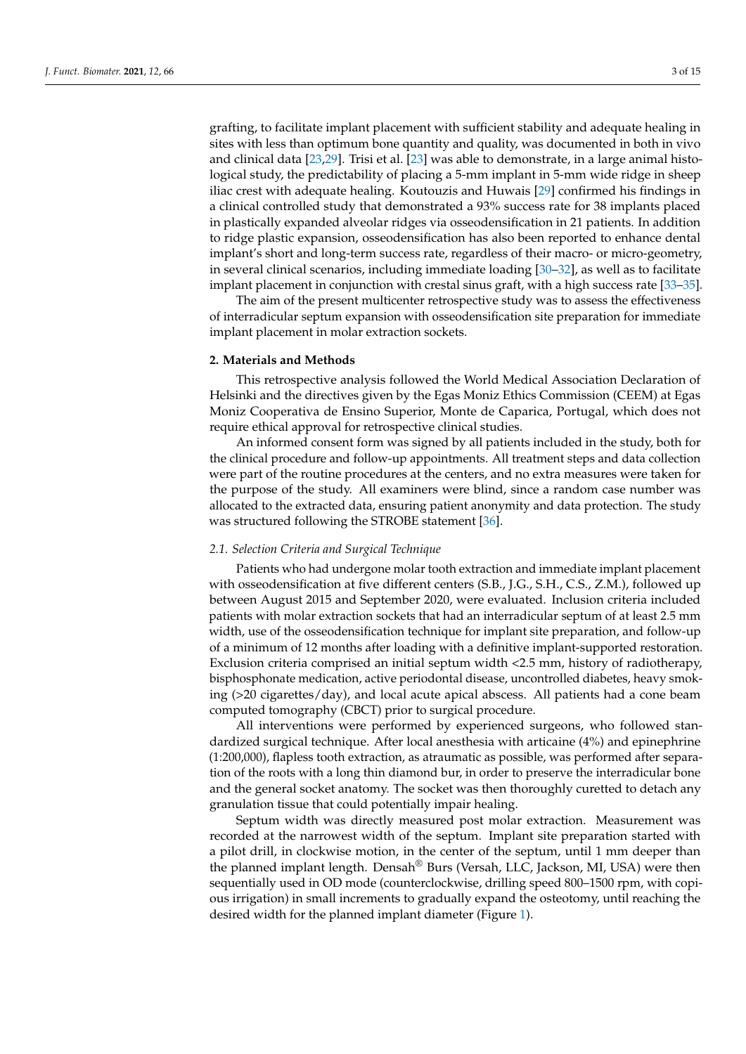grafting, to facilitate implant placement with sufficient stability and adequate healing in sites with less than optimum bone quantity and quality, was documented in both in vivo and clinical data [23,29]. Trisi et al. [23] was able to demonstrate, in a large animal histological study, the predictability of placing a 5-mm implant in 5-mm wide ridge in sheep iliac crest with adequate healing. Koutouzis and Huwais [29] confirmed his findings in a clinical controlled study that demonstrated a 93% success rate for 38 implants placed in plastically expanded alveolar ridges via osseodensification in 21 patients. In addition to ridge plastic expansion, osseodensification has also been reported to enhance dental implant's short and long-term success rate, regardless of their macro- or micro-geometry, in several clinical scenarios, including immediate loading [30–32], as well as to facilitate implant placement in conjunction with crestal sinus graft, with a high success rate [33–35].

The aim of the present multicenter retrospective study was to assess the effectiveness of interradicular septum expansion with osseodensification site preparation for immediate implant placement in molar extraction sockets.

## 2. Materials and Methods

This retrospective analysis followed the World Medical Association Declaration of Helsinki and the directives given by the Egas Moniz Ethics Commission (CEEM) at Egas Moniz Cooperativa de Ensino Superior, Monte de Caparica, Portugal, which does not require ethical approval for retrospective clinical studies.

An informed consent form was signed by all patients included in the study, both for the clinical procedure and follow-up appointments. All treatment steps and data collection were part of the routine procedures at the centers, and no extra measures were taken for the purpose of the study. All examiners were blind, since a random case number was allocated to the extracted data, ensuring patient anonymity and data protection. The study was structured following the STROBE statement [36].

### *2.1. Selection Criteria and Surgical Technique*

Patients who had undergone molar tooth extraction and immediate implant placement with osseodensification at five different centers (S.B., J.G., S.H., C.S., Z.M.), followed up between August 2015 and September 2020, were evaluated. Inclusion criteria included patients with molar extraction sockets that had an interradicular septum of at least 2.5 mm width, use of the osseodensification technique for implant site preparation, and follow-up of a minimum of 12 months after loading with a definitive implant-supported restoration. Exclusion criteria comprised an initial septum width <2.5 mm, history of radiotherapy, bisphosphonate medication, active periodontal disease, uncontrolled diabetes, heavy smoking (>20 cigarettes/day), and local acute apical abscess. All patients had a cone beam computed tomography (CBCT) prior to surgical procedure.

All interventions were performed by experienced surgeons, who followed standardized surgical technique. After local anesthesia with articaine (4%) and epinephrine (1:200,000), flapless tooth extraction, as atraumatic as possible, was performed after separation of the roots with a long thin diamond bur, in order to preserve the interradicular bone and the general socket anatomy. The socket was then thoroughly curetted to detach any granulation tissue that could potentially impair healing.

Septum width was directly measured post molar extraction. Measurement was recorded at the narrowest width of the septum. Implant site preparation started with a pilot drill, in clockwise motion, in the center of the septum, until 1 mm deeper than the planned implant length. Densah® Burs (Versah, LLC, Jackson, MI, USA) were then sequentially used in OD mode (counterclockwise, drilling speed 800–1500 rpm, with copious irrigation) in small increments to gradually expand the osteotomy, until reaching the desired width for the planned implant diameter (Figure 1).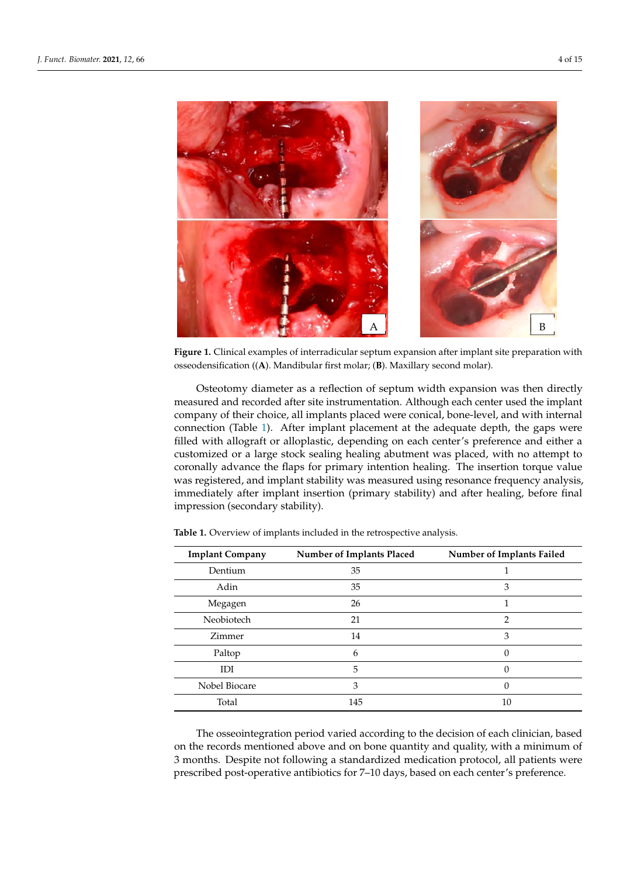Figure 1. Clinical examples of interradicular septum expansion after implant site preparation with osseodensification ((**A**). Mandibular first molar; (**B**). Maxillary second molar).

Osteotomy diameter as a reflection of septum width expansion was then directly measured and recorded after site instrumentation. Although each center used the implant company of their choice, all implants placed were conical, bone-level, and with internal connection (Table 1). After implant placement at the adequate depth, the gaps were filled with allograft or alloplastic, depending on each center's preference and either a customized or a large stock sealing healing abutment was placed, with no attempt to coronally advance the flaps for primary intention healing. The insertion torque value was registered, and implant stability was measured using resonance frequency analysis, immediately after implant insertion (primary stability) and after healing, before final impression (secondary stability).

**Table 1.** Overview of implants included in the retrospective analysis.

| Implant Company | Number of Implants Placed | Number of Implants Failed |
|---|---|---|
| Dentium | 35 | 1 |
| Adin | 35 | 3 |
| Megagen | 26 | 1 |
| Neobiotech | 21 | 2 |
| Zimmer | 14 | 3 |
| Paltop | 6 | 0 |
| IDI | 5 | 0 |
| Nobel Biocare | 3 | 0 |
| Total | 145 | 10 |

The osseointegration period varied according to the decision of each clinician, based on the records mentioned above and on bone quantity and quality, with a minimum of 3 months. Despite not following a standardized medication protocol, all patients were prescribed post-operative antibiotics for 7–10 days, based on each center's preference.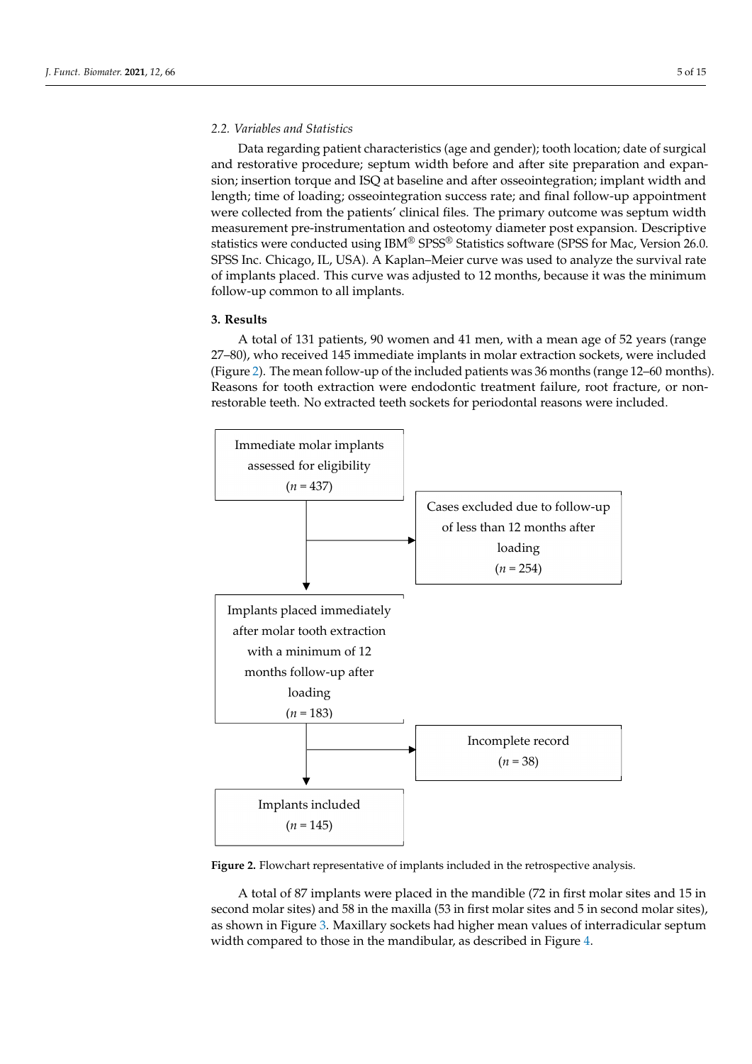### 2.2. Variables and Statistics

Data regarding patient characteristics (age and gender); tooth location; date of surgical and restorative procedure; septum width before and after site preparation and expansion; insertion torque and ISQ at baseline and after osseointegration; implant width and length; time of loading; osseointegration success rate; and final follow-up appointment were collected from the patients' clinical files. The primary outcome was septum width measurement pre-instrumentation and osteotomy diameter post expansion. Descriptive statistics were conducted using IBM® SPSS® Statistics software (SPSS for Mac, Version 26.0. SPSS Inc. Chicago, IL, USA). A Kaplan–Meier curve was used to analyze the survival rate of implants placed. This curve was adjusted to 12 months, because it was the minimum follow-up common to all implants.

## 3. Results

A total of 131 patients, 90 women and 41 men, with a mean age of 52 years (range 27–80), who received 145 immediate implants in molar extraction sockets, were included (Figure 2). The mean follow-up of the included patients was 36 months (range 12–60 months). Reasons for tooth extraction were endodontic treatment failure, root fracture, or non-restorable teeth. No extracted teeth sockets for periodontal reasons were included.

Immediate molar implants assessed for eligibility ($n$ = 437)

→ Cases excluded due to follow-up of less than 12 months after loading ($n$ = 254)

Implants placed immediately after molar tooth extraction with a minimum of 12 months follow-up after loading ($n$ = 183)

→ Incomplete record ($n$ = 38)

Implants included ($n$ = 145)

**Figure 2.** Flowchart representative of implants included in the retrospective analysis.

A total of 87 implants were placed in the mandible (72 in first molar sites and 15 in second molar sites) and 58 in the maxilla (53 in first molar sites and 5 in second molar sites), as shown in Figure 3. Maxillary sockets had higher mean values of interradicular septum width compared to those in the mandibular, as described in Figure 4.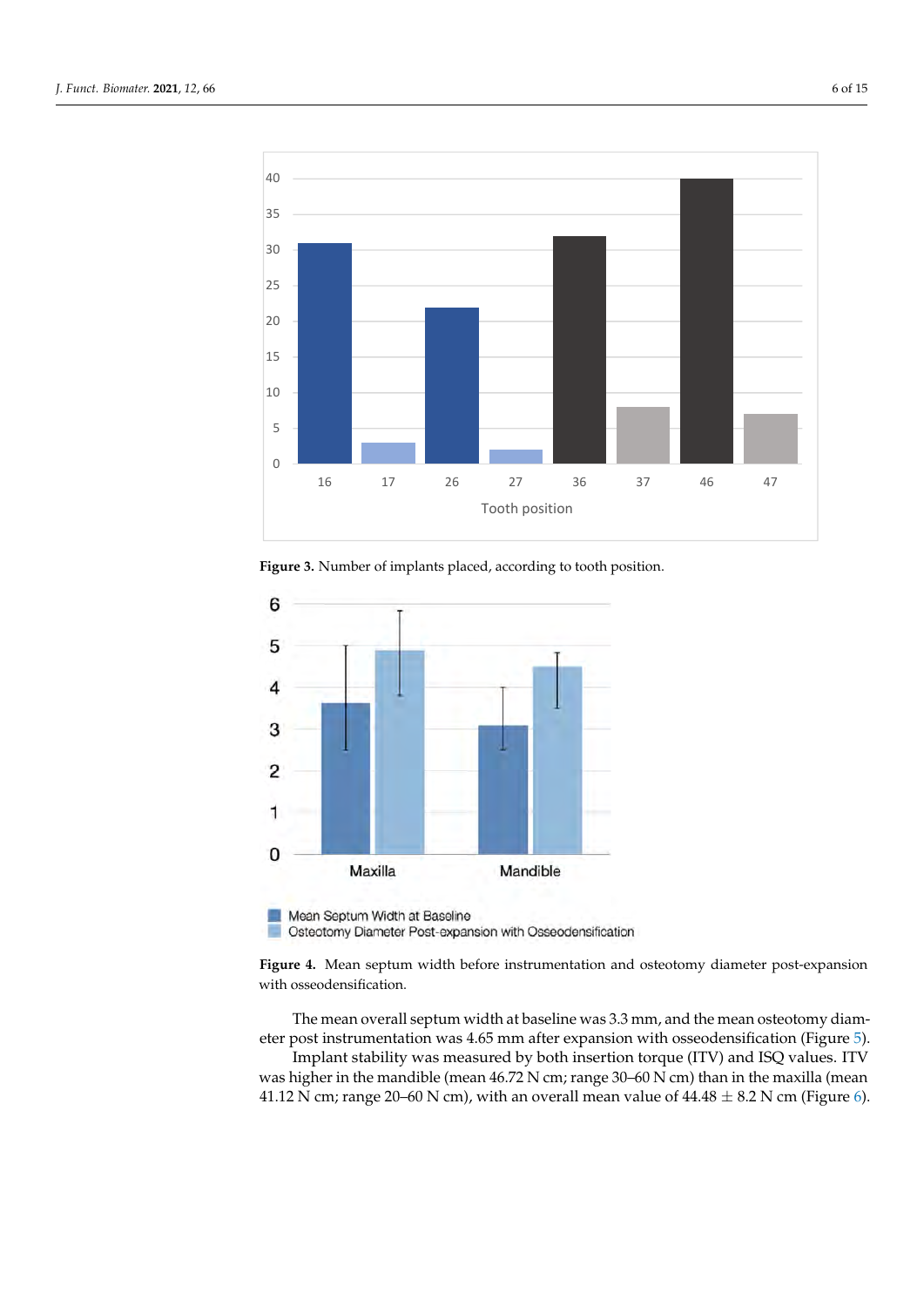**Figure 3.** Number of implants placed, according to tooth position.

**Figure 4.** Mean septum width before instrumentation and osteotomy diameter post-expansion with osseodensification.

The mean overall septum width at baseline was 3.3 mm, and the mean osteotomy diameter post instrumentation was 4.65 mm after expansion with osseodensification (Figure 5).

Implant stability was measured by both insertion torque (ITV) and ISQ values. ITV was higher in the mandible (mean 46.72 N cm; range 30–60 N cm) than in the maxilla (mean 41.12 N cm; range 20–60 N cm), with an overall mean value of 44.48 $\pm$ 8.2 N cm (Figure 6).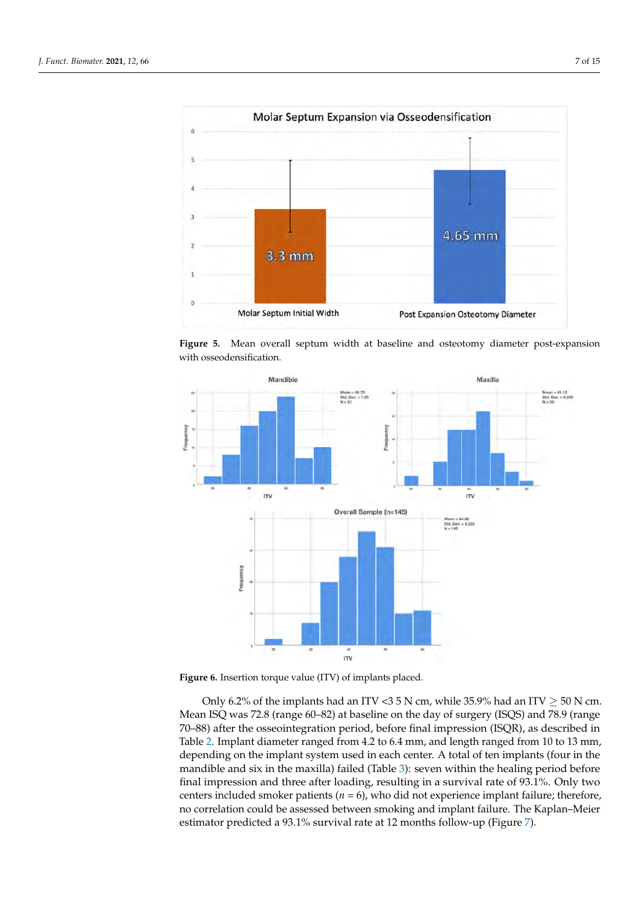**Figure 5.** Mean overall septum width at baseline and osteotomy diameter post-expansion with osseodensification.

**Figure 6.** Insertion torque value (ITV) of implants placed.

Only 6.2% of the implants had an ITV <3 5 N cm, while 35.9% had an ITV ≥ 50 N cm. Mean ISQ was 72.8 (range 60–82) at baseline on the day of surgery (ISQS) and 78.9 (range 70–88) after the osseointegration period, before final impression (ISQR), as described in Table 2. Implant diameter ranged from 4.2 to 6.4 mm, and length ranged from 10 to 13 mm, depending on the implant system used in each center. A total of ten implants (four in the mandible and six in the maxilla) failed (Table 3): seven within the healing period before final impression and three after loading, resulting in a survival rate of 93.1%. Only two centers included smoker patients (*n* = 6), who did not experience implant failure; therefore, no correlation could be assessed between smoking and implant failure. The Kaplan–Meier estimator predicted a 93.1% survival rate at 12 months follow-up (Figure 7).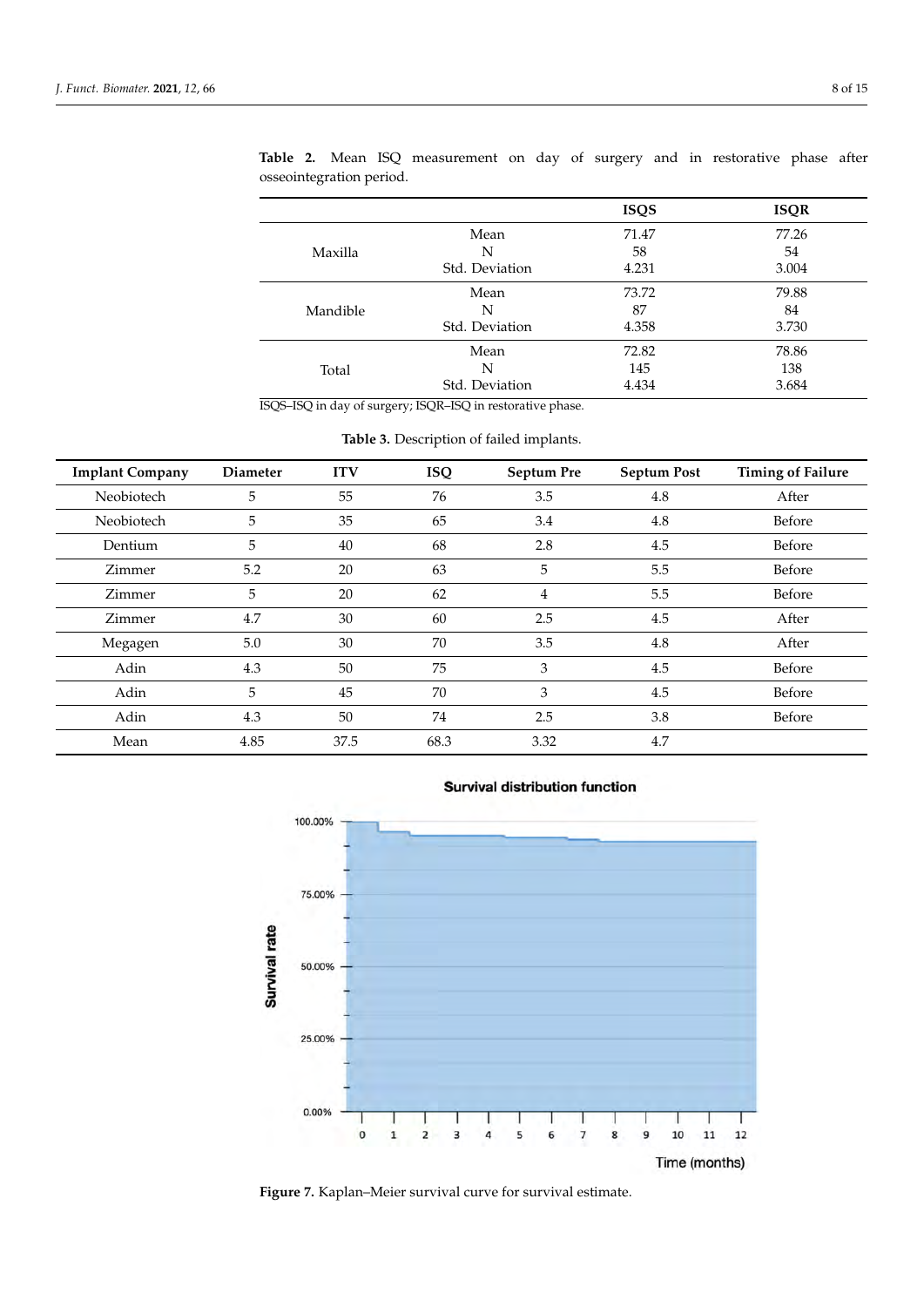**Table 2.** Mean ISQ measurement on day of surgery and in restorative phase after osseointegration period.

| | | ISQS | ISQR |
|---|---|---|---|
| Maxilla | Mean | 71.47 | 77.26 |
| | N | 58 | 54 |
| | Std. Deviation | 4.231 | 3.004 |
| Mandible | Mean | 73.72 | 79.88 |
| | N | 87 | 84 |
| | Std. Deviation | 4.358 | 3.730 |
| Total | Mean | 72.82 | 78.86 |
| | N | 145 | 138 |
| | Std. Deviation | 4.434 | 3.684 |

ISQS–ISQ in day of surgery; ISQR–ISQ in restorative phase.

**Table 3.** Description of failed implants.

| Implant Company | Diameter | ITV | ISQ | Septum Pre | Septum Post | Timing of Failure |
|---|---|---|---|---|---|---|
| Neobiotech | 5 | 55 | 76 | 3.5 | 4.8 | After |
| Neobiotech | 5 | 35 | 65 | 3.4 | 4.8 | Before |
| Dentium | 5 | 40 | 68 | 2.8 | 4.5 | Before |
| Zimmer | 5.2 | 20 | 63 | 5 | 5.5 | Before |
| Zimmer | 5 | 20 | 62 | 4 | 5.5 | Before |
| Zimmer | 4.7 | 30 | 60 | 2.5 | 4.5 | After |
| Megagen | 5.0 | 30 | 70 | 3.5 | 4.8 | After |
| Adin | 4.3 | 50 | 75 | 3 | 4.5 | Before |
| Adin | 5 | 45 | 70 | 3 | 4.5 | Before |
| Adin | 4.3 | 50 | 74 | 2.5 | 3.8 | Before |
| Mean | 4.85 | 37.5 | 68.3 | 3.32 | 4.7 | |

**Figure 7.** Kaplan–Meier survival curve for survival estimate.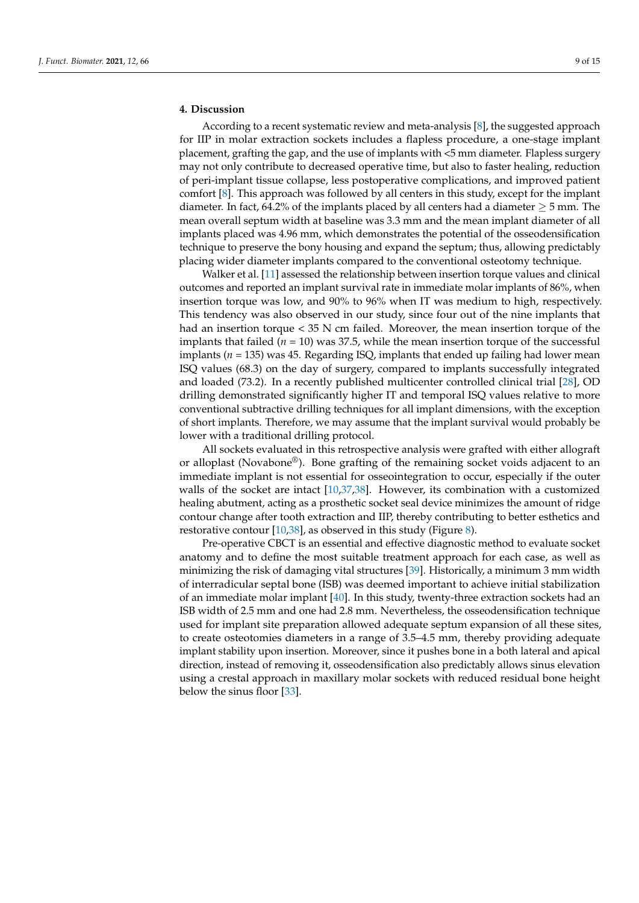## 4. Discussion

According to a recent systematic review and meta-analysis [8], the suggested approach for IIP in molar extraction sockets includes a flapless procedure, a one-stage implant placement, grafting the gap, and the use of implants with <5 mm diameter. Flapless surgery may not only contribute to decreased operative time, but also to faster healing, reduction of peri-implant tissue collapse, less postoperative complications, and improved patient comfort [8]. This approach was followed by all centers in this study, except for the implant diameter. In fact, 64.2% of the implants placed by all centers had a diameter $\geq$ 5 mm. The mean overall septum width at baseline was 3.3 mm and the mean implant diameter of all implants placed was 4.96 mm, which demonstrates the potential of the osseodensification technique to preserve the bony housing and expand the septum; thus, allowing predictably placing wider diameter implants compared to the conventional osteotomy technique.

Walker et al. [11] assessed the relationship between insertion torque values and clinical outcomes and reported an implant survival rate in immediate molar implants of 86%, when insertion torque was low, and 90% to 96% when IT was medium to high, respectively. This tendency was also observed in our study, since four out of the nine implants that had an insertion torque < 35 N cm failed. Moreover, the mean insertion torque of the implants that failed ($n$ = 10) was 37.5, while the mean insertion torque of the successful implants ($n$ = 135) was 45. Regarding ISQ, implants that ended up failing had lower mean ISQ values (68.3) on the day of surgery, compared to implants successfully integrated and loaded (73.2). In a recently published multicenter controlled clinical trial [28], OD drilling demonstrated significantly higher IT and temporal ISQ values relative to more conventional subtractive drilling techniques for all implant dimensions, with the exception of short implants. Therefore, we may assume that the implant survival would probably be lower with a traditional drilling protocol.

All sockets evaluated in this retrospective analysis were grafted with either allograft or alloplast (Novabone®). Bone grafting of the remaining socket voids adjacent to an immediate implant is not essential for osseointegration to occur, especially if the outer walls of the socket are intact [10,37,38]. However, its combination with a customized healing abutment, acting as a prosthetic socket seal device minimizes the amount of ridge contour change after tooth extraction and IIP, thereby contributing to better esthetics and restorative contour [10,38], as observed in this study (Figure 8).

Pre-operative CBCT is an essential and effective diagnostic method to evaluate socket anatomy and to define the most suitable treatment approach for each case, as well as minimizing the risk of damaging vital structures [39]. Historically, a minimum 3 mm width of interradicular septal bone (ISB) was deemed important to achieve initial stabilization of an immediate molar implant [40]. In this study, twenty-three extraction sockets had an ISB width of 2.5 mm and one had 2.8 mm. Nevertheless, the osseodensification technique used for implant site preparation allowed adequate septum expansion of all these sites, to create osteotomies diameters in a range of 3.5–4.5 mm, thereby providing adequate implant stability upon insertion. Moreover, since it pushes bone in a both lateral and apical direction, instead of removing it, osseodensification also predictably allows sinus elevation using a crestal approach in maxillary molar sockets with reduced residual bone height below the sinus floor [33].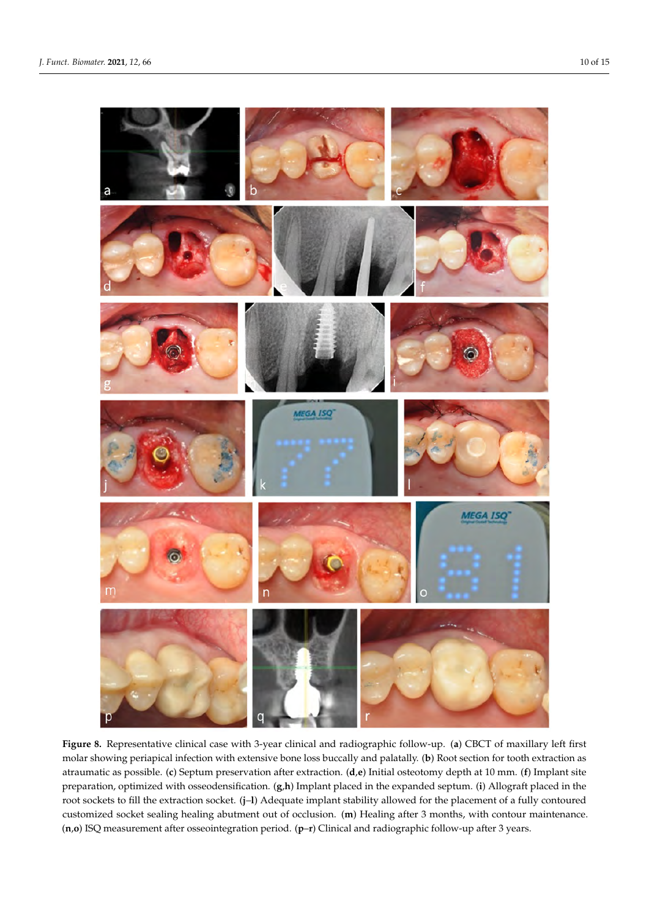**Figure 8.** Representative clinical case with 3-year clinical and radiographic follow-up. (**a**) CBCT of maxillary left first molar showing periapical infection with extensive bone loss buccally and palatally. (**b**) Root section for tooth extraction as atraumatic as possible. (**c**) Septum preservation after extraction. (**d**,**e**) Initial osteotomy depth at 10 mm. (**f**) Implant site preparation, optimized with osseodensification. (**g**,**h**) Implant placed in the expanded septum. (**i**) Allograft placed in the root sockets to fill the extraction socket. (**j**–**l**) Adequate implant stability allowed for the placement of a fully contoured customized socket sealing healing abutment out of occlusion. (**m**) Healing after 3 months, with contour maintenance. (**n**,**o**) ISQ measurement after osseointegration period. (**p**–**r**) Clinical and radiographic follow-up after 3 years.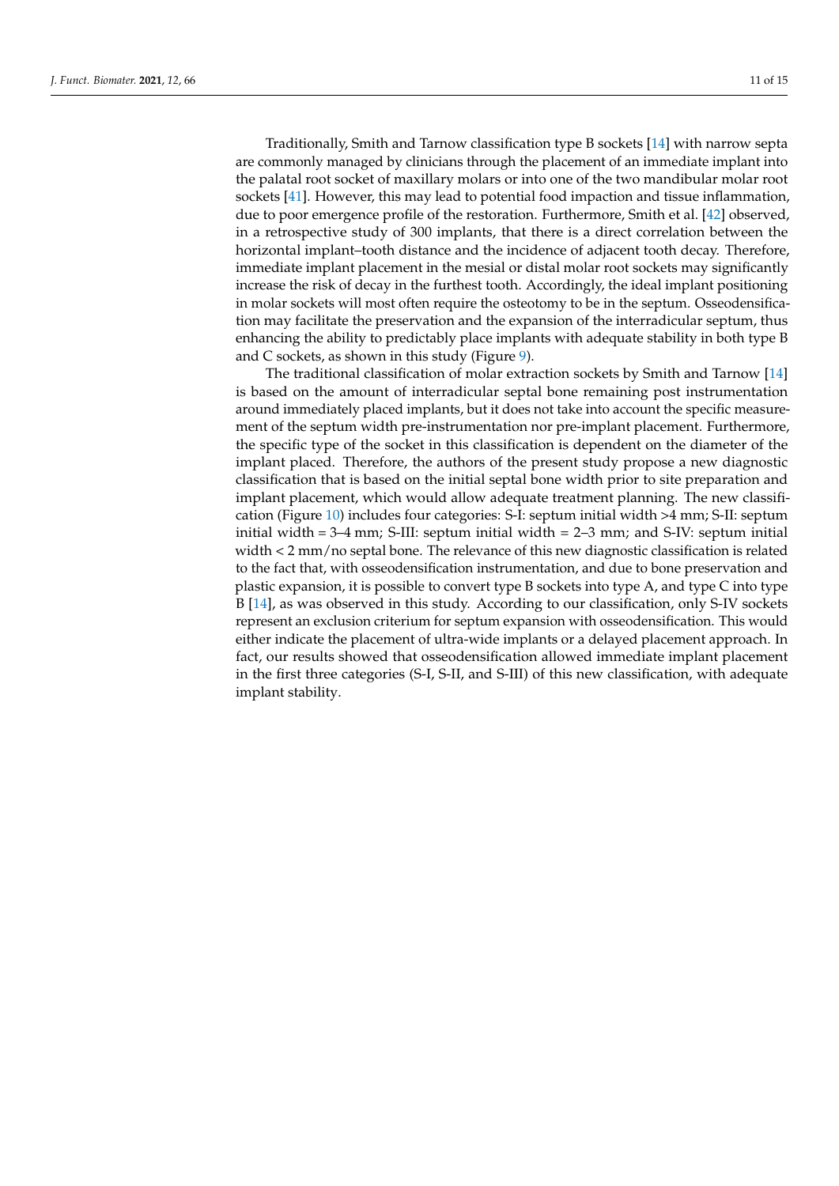Traditionally, Smith and Tarnow classification type B sockets [14] with narrow septa are commonly managed by clinicians through the placement of an immediate implant into the palatal root socket of maxillary molars or into one of the two mandibular molar root sockets [41]. However, this may lead to potential food impaction and tissue inflammation, due to poor emergence profile of the restoration. Furthermore, Smith et al. [42] observed, in a retrospective study of 300 implants, that there is a direct correlation between the horizontal implant–tooth distance and the incidence of adjacent tooth decay. Therefore, immediate implant placement in the mesial or distal molar root sockets may significantly increase the risk of decay in the furthest tooth. Accordingly, the ideal implant positioning in molar sockets will most often require the osteotomy to be in the septum. Osseodensification may facilitate the preservation and the expansion of the interradicular septum, thus enhancing the ability to predictably place implants with adequate stability in both type B and C sockets, as shown in this study (Figure 9).

The traditional classification of molar extraction sockets by Smith and Tarnow [14] is based on the amount of interradicular septal bone remaining post instrumentation around immediately placed implants, but it does not take into account the specific measurement of the septum width pre-instrumentation nor pre-implant placement. Furthermore, the specific type of the socket in this classification is dependent on the diameter of the implant placed. Therefore, the authors of the present study propose a new diagnostic classification that is based on the initial septal bone width prior to site preparation and implant placement, which would allow adequate treatment planning. The new classification (Figure 10) includes four categories: S-I: septum initial width >4 mm; S-II: septum initial width = 3–4 mm; S-III: septum initial width = 2–3 mm; and S-IV: septum initial width < 2 mm/no septal bone. The relevance of this new diagnostic classification is related to the fact that, with osseodensification instrumentation, and due to bone preservation and plastic expansion, it is possible to convert type B sockets into type A, and type C into type B [14], as was observed in this study. According to our classification, only S-IV sockets represent an exclusion criterium for septum expansion with osseodensification. This would either indicate the placement of ultra-wide implants or a delayed placement approach. In fact, our results showed that osseodensification allowed immediate implant placement in the first three categories (S-I, S-II, and S-III) of this new classification, with adequate implant stability.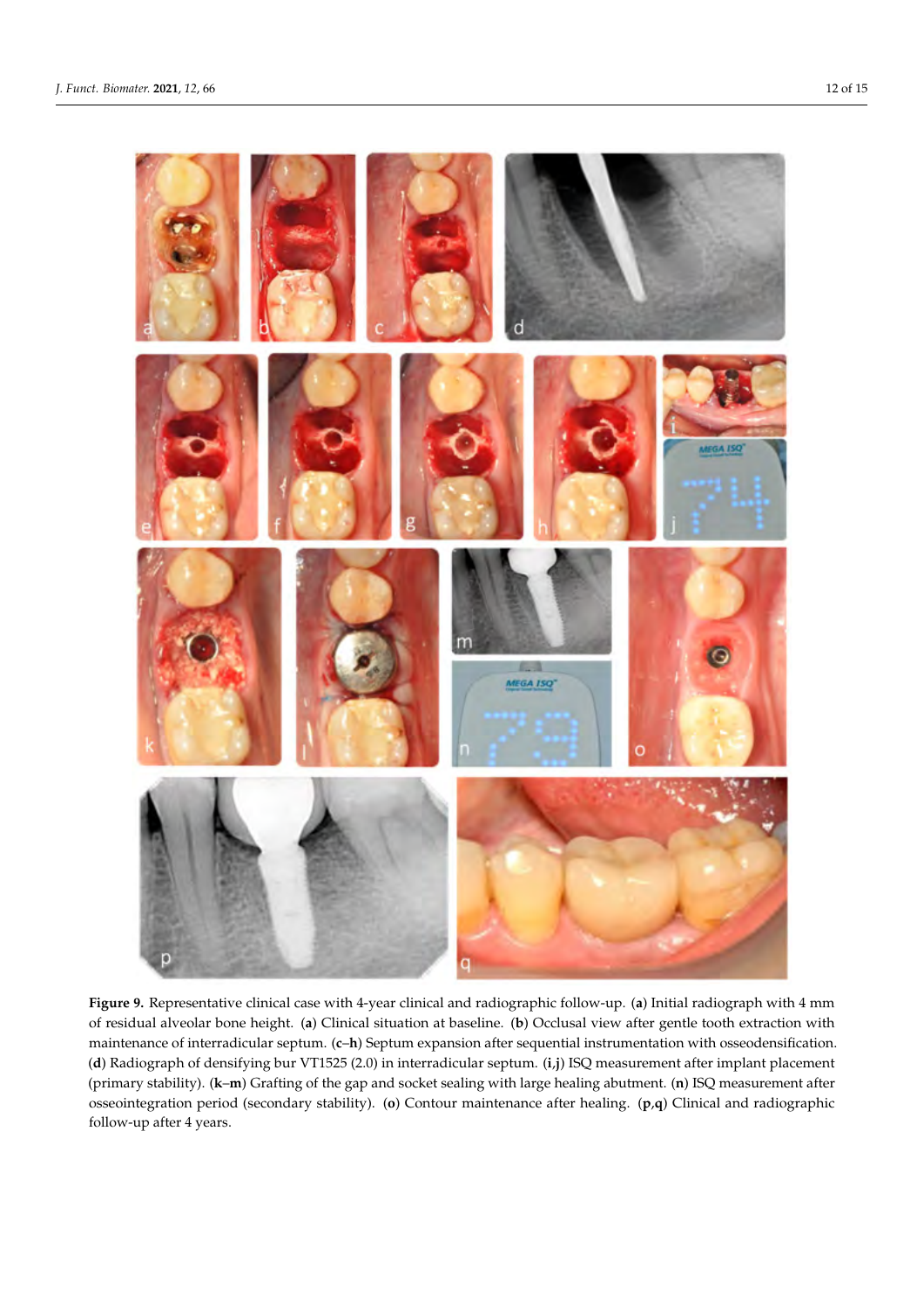**Figure 9.** Representative clinical case with 4-year clinical and radiographic follow-up. (**a**) Initial radiograph with 4 mm of residual alveolar bone height. (**a**) Clinical situation at baseline. (**b**) Occlusal view after gentle tooth extraction with maintenance of interradicular septum. (**c**–**h**) Septum expansion after sequential instrumentation with osseodensification. (**d**) Radiograph of densifying bur VT1525 (2.0) in interradicular septum. (**i**,**j**) ISQ measurement after implant placement (primary stability). (**k**–**m**) Grafting of the gap and socket sealing with large healing abutment. (**n**) ISQ measurement after osseointegration period (secondary stability). (**o**) Contour maintenance after healing. (**p**,**q**) Clinical and radiographic follow-up after 4 years.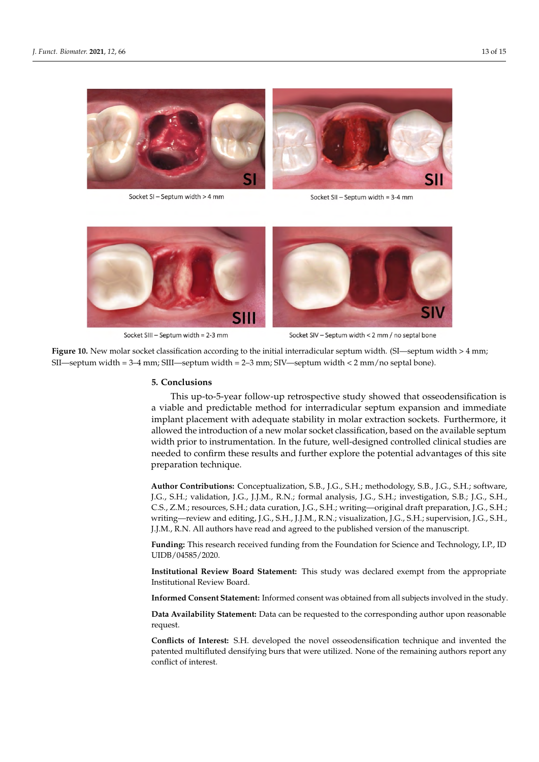Socket SI – Septum width > 4 mm

Socket SII – Septum width = 3-4 mm

Socket SIII – Septum width = 2-3 mm

Socket SIV – Septum width < 2 mm / no septal bone

**Figure 10.** New molar socket classification according to the initial interradicular septum width. (SI—septum width > 4 mm; SII—septum width = 3–4 mm; SIII—septum width = 2–3 mm; SIV—septum width < 2 mm/no septal bone).

## 5. Conclusions

This up-to-5-year follow-up retrospective study showed that osseodensification is a viable and predictable method for interradicular septum expansion and immediate implant placement with adequate stability in molar extraction sockets. Furthermore, it allowed the introduction of a new molar socket classification, based on the available septum width prior to instrumentation. In the future, well-designed controlled clinical studies are needed to confirm these results and further explore the potential advantages of this site preparation technique.

**Author Contributions:** Conceptualization, S.B., J.G., S.H.; methodology, S.B., J.G., S.H.; software, J.G., S.H.; validation, J.G., J.J.M., R.N.; formal analysis, J.G., S.H.; investigation, S.B.; J.G., S.H., C.S., Z.M.; resources, S.H.; data curation, J.G., S.H.; writing—original draft preparation, J.G., S.H.; writing—review and editing, J.G., S.H., J.J.M., R.N.; visualization, J.G., S.H.; supervision, J.G., S.H., J.J.M., R.N. All authors have read and agreed to the published version of the manuscript.

**Funding:** This research received funding from the Foundation for Science and Technology, I.P., ID UIDB/04585/2020.

**Institutional Review Board Statement:** This study was declared exempt from the appropriate Institutional Review Board.

**Informed Consent Statement:** Informed consent was obtained from all subjects involved in the study.

**Data Availability Statement:** Data can be requested to the corresponding author upon reasonable request.

**Conflicts of Interest:** S.H. developed the novel osseodensification technique and invented the patented multifluted densifying burs that were utilized. None of the remaining authors report any conflict of interest.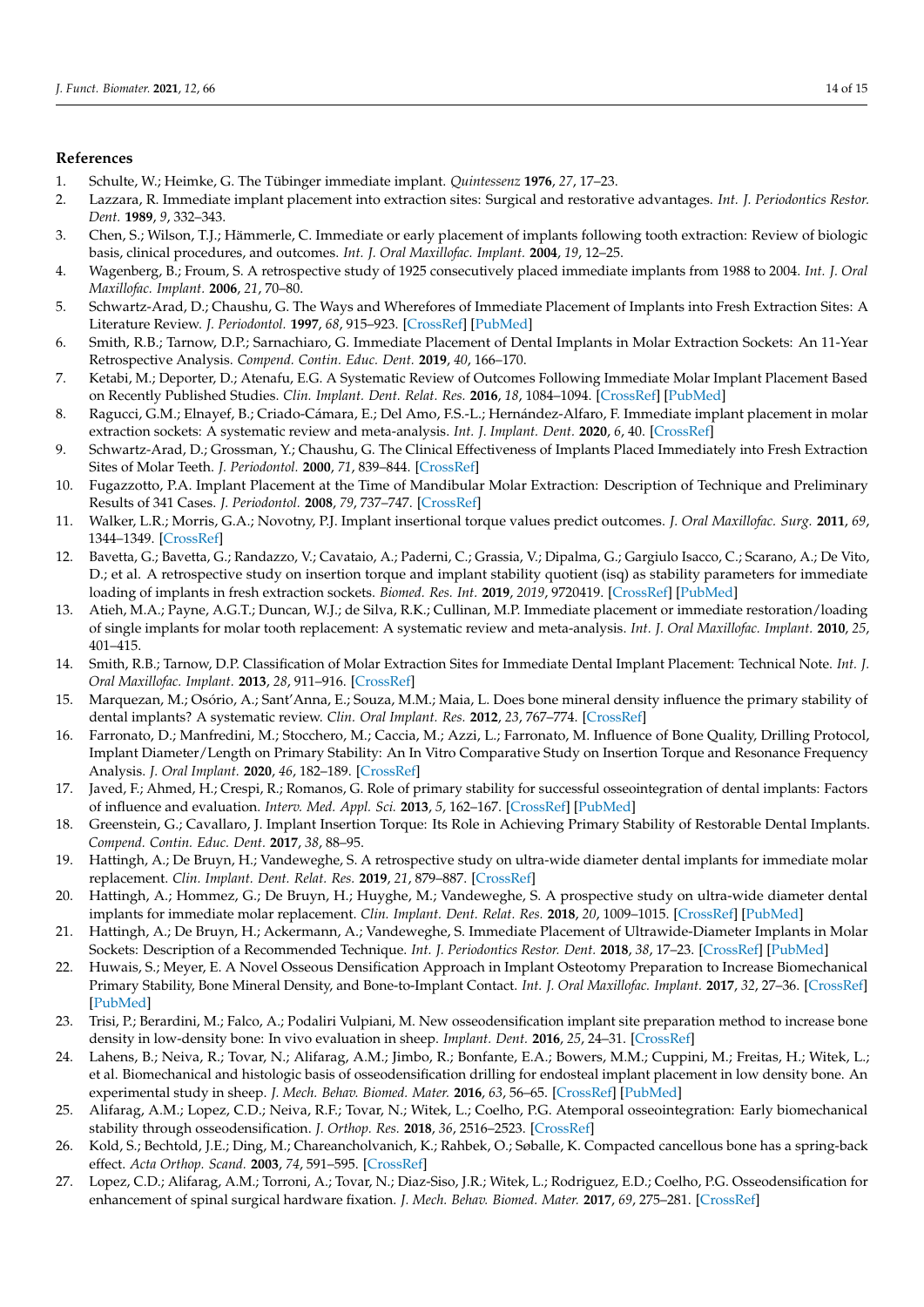## References

1. Schulte, W.; Heimke, G. The Tübinger immediate implant. *Quintessenz* **1976**, *27*, 17–23.
2. Lazzara, R. Immediate implant placement into extraction sites: Surgical and restorative advantages. *Int. J. Periodontics Restor. Dent.* **1989**, *9*, 332–343.
3. Chen, S.; Wilson, T.J.; Hämmerle, C. Immediate or early placement of implants following tooth extraction: Review of biologic basis, clinical procedures, and outcomes. *Int. J. Oral Maxillofac. Implant.* **2004**, *19*, 12–25.
4. Wagenberg, B.; Froum, S. A retrospective study of 1925 consecutively placed immediate implants from 1988 to 2004. *Int. J. Oral Maxillofac. Implant.* **2006**, *21*, 70–80.
5. Schwartz-Arad, D.; Chaushu, G. The Ways and Wherefores of Immediate Placement of Implants into Fresh Extraction Sites: A Literature Review. *J. Periodontol.* **1997**, *68*, 915–923. [CrossRef] [PubMed]
6. Smith, R.B.; Tarnow, D.P.; Sarnachiaro, G. Immediate Placement of Dental Implants in Molar Extraction Sockets: An 11-Year Retrospective Analysis. *Compend. Contin. Educ. Dent.* **2019**, *40*, 166–170.
7. Ketabi, M.; Deporter, D.; Atenafu, E.G. A Systematic Review of Outcomes Following Immediate Molar Implant Placement Based on Recently Published Studies. *Clin. Implant. Dent. Relat. Res.* **2016**, *18*, 1084–1094. [CrossRef] [PubMed]
8. Ragucci, G.M.; Elnayef, B.; Criado-Cámara, E.; Del Amo, F.S.-L.; Hernández-Alfaro, F. Immediate implant placement in molar extraction sockets: A systematic review and meta-analysis. *Int. J. Implant. Dent.* **2020**, *6*, 40. [CrossRef]
9. Schwartz-Arad, D.; Grossman, Y.; Chaushu, G. The Clinical Effectiveness of Implants Placed Immediately into Fresh Extraction Sites of Molar Teeth. *J. Periodontol.* **2000**, *71*, 839–844. [CrossRef]
10. Fugazzotto, P.A. Implant Placement at the Time of Mandibular Molar Extraction: Description of Technique and Preliminary Results of 341 Cases. *J. Periodontol.* **2008**, *79*, 737–747. [CrossRef]
11. Walker, L.R.; Morris, G.A.; Novotny, P.J. Implant insertional torque values predict outcomes. *J. Oral Maxillofac. Surg.* **2011**, *69*, 1344–1349. [CrossRef]
12. Bavetta, G.; Bavetta, G.; Randazzo, V.; Cavataio, A.; Paderni, C.; Grassia, V.; Dipalma, G.; Gargiulo Isacco, C.; Scarano, A.; De Vito, D.; et al. A retrospective study on insertion torque and implant stability quotient (isq) as stability parameters for immediate loading of implants in fresh extraction sockets. *Biomed. Res. Int.* **2019**, *2019*, 9720419. [CrossRef] [PubMed]
13. Atieh, M.A.; Payne, A.G.T.; Duncan, W.J.; de Silva, R.K.; Cullinan, M.P. Immediate placement or immediate restoration/loading of single implants for molar tooth replacement: A systematic review and meta-analysis. *Int. J. Oral Maxillofac. Implant.* **2010**, *25*, 401–415.
14. Smith, R.B.; Tarnow, D.P. Classification of Molar Extraction Sites for Immediate Dental Implant Placement: Technical Note. *Int. J. Oral Maxillofac. Implant.* **2013**, *28*, 911–916. [CrossRef]
15. Marquezan, M.; Osório, A.; Sant'Anna, E.; Souza, M.M.; Maia, L. Does bone mineral density influence the primary stability of dental implants? A systematic review. *Clin. Oral Implant. Res.* **2012**, *23*, 767–774. [CrossRef]
16. Farronato, D.; Manfredini, M.; Stocchero, M.; Caccia, M.; Azzi, L.; Farronato, M. Influence of Bone Quality, Drilling Protocol, Implant Diameter/Length on Primary Stability: An In Vitro Comparative Study on Insertion Torque and Resonance Frequency Analysis. *J. Oral Implant.* **2020**, *46*, 182–189. [CrossRef]
17. Javed, F.; Ahmed, H.; Crespi, R.; Romanos, G. Role of primary stability for successful osseointegration of dental implants: Factors of influence and evaluation. *Interv. Med. Appl. Sci.* **2013**, *5*, 162–167. [CrossRef] [PubMed]
18. Greenstein, G.; Cavallaro, J. Implant Insertion Torque: Its Role in Achieving Primary Stability of Restorable Dental Implants. *Compend. Contin. Educ. Dent.* **2017**, *38*, 88–95.
19. Hattingh, A.; De Bruyn, H.; Vandeweghe, S. A retrospective study on ultra-wide diameter dental implants for immediate molar replacement. *Clin. Implant. Dent. Relat. Res.* **2019**, *21*, 879–887. [CrossRef]
20. Hattingh, A.; Hommez, G.; De Bruyn, H.; Huyghe, M.; Vandeweghe, S. A prospective study on ultra-wide diameter dental implants for immediate molar replacement. *Clin. Implant. Dent. Relat. Res.* **2018**, *20*, 1009–1015. [CrossRef] [PubMed]
21. Hattingh, A.; De Bruyn, H.; Ackermann, A.; Vandeweghe, S. Immediate Placement of Ultrawide-Diameter Implants in Molar Sockets: Description of a Recommended Technique. *Int. J. Periodontics Restor. Dent.* **2018**, *38*, 17–23. [CrossRef] [PubMed]
22. Huwais, S.; Meyer, E. A Novel Osseous Densification Approach in Implant Osteotomy Preparation to Increase Biomechanical Primary Stability, Bone Mineral Density, and Bone-to-Implant Contact. *Int. J. Oral Maxillofac. Implant.* **2017**, *32*, 27–36. [CrossRef] [PubMed]
23. Trisi, P.; Berardini, M.; Falco, A.; Podaliri Vulpiani, M. New osseodensification implant site preparation method to increase bone density in low-density bone: In vivo evaluation in sheep. *Implant. Dent.* **2016**, *25*, 24–31. [CrossRef]
24. Lahens, B.; Neiva, R.; Tovar, N.; Alifarag, A.M.; Jimbo, R.; Bonfante, E.A.; Bowers, M.M.; Cuppini, M.; Freitas, H.; Witek, L.; et al. Biomechanical and histologic basis of osseodensification drilling for endosteal implant placement in low density bone. An experimental study in sheep. *J. Mech. Behav. Biomed. Mater.* **2016**, *63*, 56–65. [CrossRef] [PubMed]
25. Alifarag, A.M.; Lopez, C.D.; Neiva, R.F.; Tovar, N.; Witek, L.; Coelho, P.G. Atemporal osseointegration: Early biomechanical stability through osseodensification. *J. Orthop. Res.* **2018**, *36*, 2516–2523. [CrossRef]
26. Kold, S.; Bechtold, J.E.; Ding, M.; Chareancholvanich, K.; Rahbek, O.; Søballe, K. Compacted cancellous bone has a spring-back effect. *Acta Orthop. Scand.* **2003**, *74*, 591–595. [CrossRef]
27. Lopez, C.D.; Alifarag, A.M.; Torroni, A.; Tovar, N.; Diaz-Siso, J.R.; Witek, L.; Rodriguez, E.D.; Coelho, P.G. Osseodensification for enhancement of spinal surgical hardware fixation. *J. Mech. Behav. Biomed. Mater.* **2017**, *69*, 275–281. [CrossRef]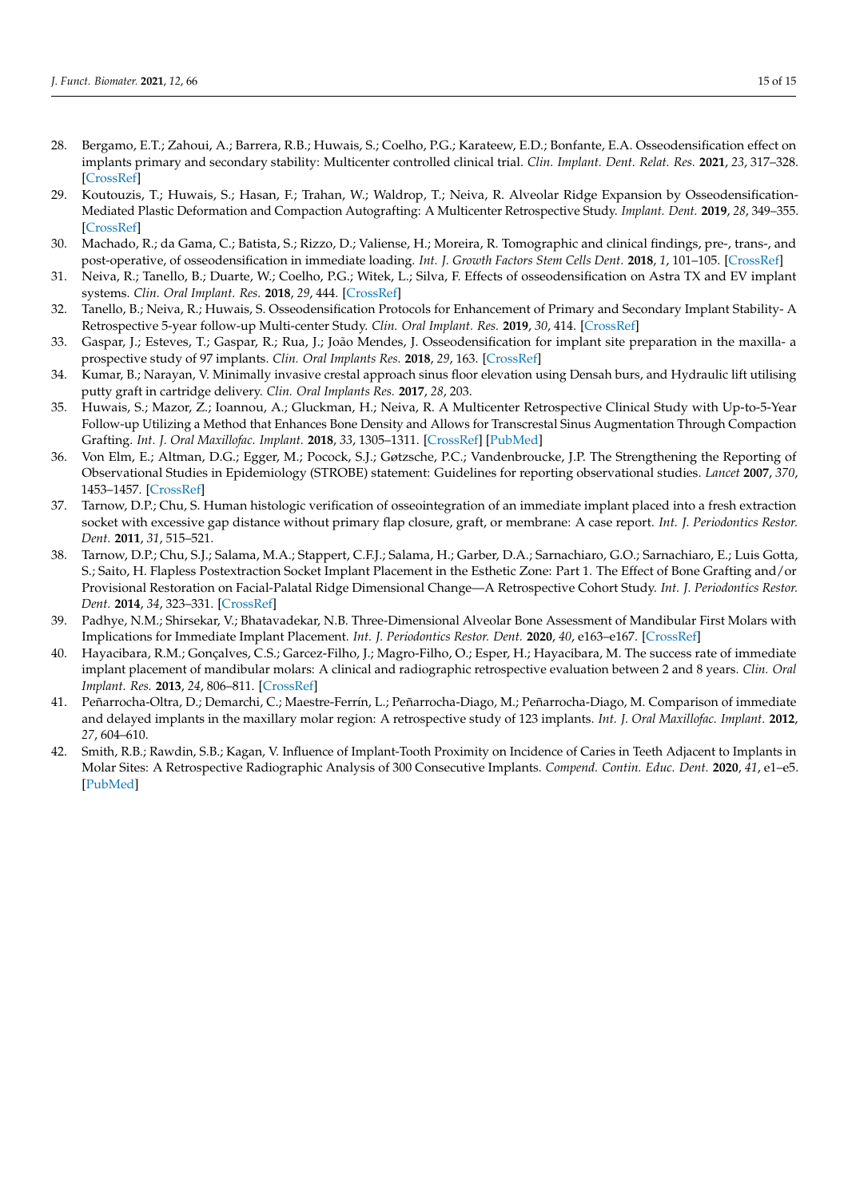28. Bergamo, E.T.; Zahoui, A.; Barrera, R.B.; Huwais, S.; Coelho, P.G.; Karateew, E.D.; Bonfante, E.A. Osseodensification effect on implants primary and secondary stability: Multicenter controlled clinical trial. *Clin. Implant. Dent. Relat. Res.* **2021**, *23*, 317–328. [CrossRef]
29. Koutouzis, T.; Huwais, S.; Hasan, F.; Trahan, W.; Waldrop, T.; Neiva, R. Alveolar Ridge Expansion by Osseodensification-Mediated Plastic Deformation and Compaction Autografting: A Multicenter Retrospective Study. *Implant. Dent.* **2019**, *28*, 349–355. [CrossRef]
30. Machado, R.; da Gama, C.; Batista, S.; Rizzo, D.; Valiense, H.; Moreira, R. Tomographic and clinical findings, pre-, trans-, and post-operative, of osseodensification in immediate loading. *Int. J. Growth Factors Stem Cells Dent.* **2018**, *1*, 101–105. [CrossRef]
31. Neiva, R.; Tanello, B.; Duarte, W.; Coelho, P.G.; Witek, L.; Silva, F. Effects of osseodensification on Astra TX and EV implant systems. *Clin. Oral Implant. Res.* **2018**, *29*, 444. [CrossRef]
32. Tanello, B.; Neiva, R.; Huwais, S. Osseodensification Protocols for Enhancement of Primary and Secondary Implant Stability- A Retrospective 5-year follow-up Multi-center Study. *Clin. Oral Implant. Res.* **2019**, *30*, 414. [CrossRef]
33. Gaspar, J.; Esteves, T.; Gaspar, R.; Rua, J.; João Mendes, J. Osseodensification for implant site preparation in the maxilla- a prospective study of 97 implants. *Clin. Oral Implants Res.* **2018**, *29*, 163. [CrossRef]
34. Kumar, B.; Narayan, V. Minimally invasive crestal approach sinus floor elevation using Densah burs, and Hydraulic lift utilising putty graft in cartridge delivery. *Clin. Oral Implants Res.* **2017**, *28*, 203.
35. Huwais, S.; Mazor, Z.; Ioannou, A.; Gluckman, H.; Neiva, R. A Multicenter Retrospective Clinical Study with Up-to-5-Year Follow-up Utilizing a Method that Enhances Bone Density and Allows for Transcrestal Sinus Augmentation Through Compaction Grafting. *Int. J. Oral Maxillofac. Implant.* **2018**, *33*, 1305–1311. [CrossRef] [PubMed]
36. Von Elm, E.; Altman, D.G.; Egger, M.; Pocock, S.J.; Gøtzsche, P.C.; Vandenbroucke, J.P. The Strengthening the Reporting of Observational Studies in Epidemiology (STROBE) statement: Guidelines for reporting observational studies. *Lancet* **2007**, *370*, 1453–1457. [CrossRef]
37. Tarnow, D.P.; Chu, S. Human histologic verification of osseointegration of an immediate implant placed into a fresh extraction socket with excessive gap distance without primary flap closure, graft, or membrane: A case report. *Int. J. Periodontics Restor. Dent.* **2011**, *31*, 515–521.
38. Tarnow, D.P.; Chu, S.J.; Salama, M.A.; Stappert, C.F.J.; Salama, H.; Garber, D.A.; Sarnachiaro, G.O.; Sarnachiaro, E.; Luis Gotta, S.; Saito, H. Flapless Postextraction Socket Implant Placement in the Esthetic Zone: Part 1. The Effect of Bone Grafting and/or Provisional Restoration on Facial-Palatal Ridge Dimensional Change—A Retrospective Cohort Study. *Int. J. Periodontics Restor. Dent.* **2014**, *34*, 323–331. [CrossRef]
39. Padhye, N.M.; Shirsekar, V.; Bhatavadekar, N.B. Three-Dimensional Alveolar Bone Assessment of Mandibular First Molars with Implications for Immediate Implant Placement. *Int. J. Periodontics Restor. Dent.* **2020**, *40*, e163–e167. [CrossRef]
40. Hayacibara, R.M.; Gonçalves, C.S.; Garcez-Filho, J.; Magro-Filho, O.; Esper, H.; Hayacibara, M. The success rate of immediate implant placement of mandibular molars: A clinical and radiographic retrospective evaluation between 2 and 8 years. *Clin. Oral Implant. Res.* **2013**, *24*, 806–811. [CrossRef]
41. Peñarrocha-Oltra, D.; Demarchi, C.; Maestre-Ferrín, L.; Peñarrocha-Diago, M.; Peñarrocha-Diago, M. Comparison of immediate and delayed implants in the maxillary molar region: A retrospective study of 123 implants. *Int. J. Oral Maxillofac. Implant.* **2012**, *27*, 604–610.
42. Smith, R.B.; Rawdin, S.B.; Kagan, V. Influence of Implant-Tooth Proximity on Incidence of Caries in Teeth Adjacent to Implants in Molar Sites: A Retrospective Radiographic Analysis of 300 Consecutive Implants. *Compend. Contin. Educ. Dent.* **2020**, *41*, e1–e5. [PubMed]